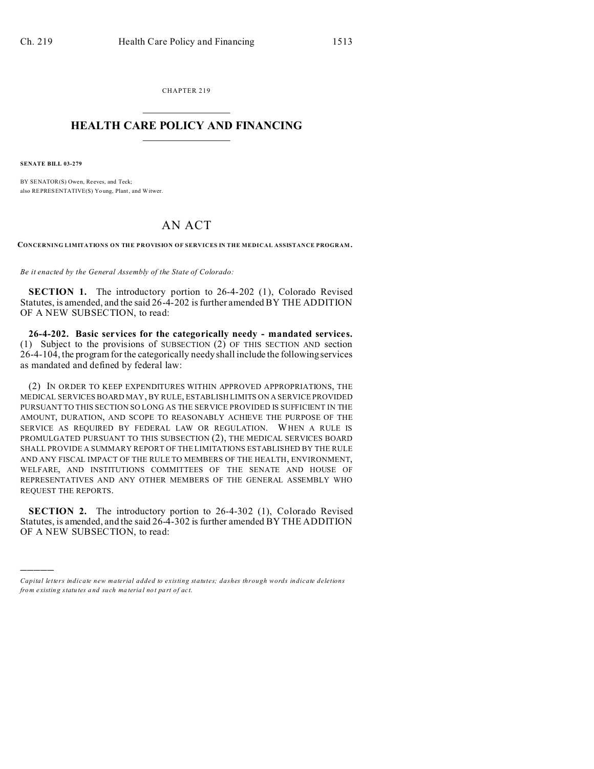CHAPTER 219

# HEALTH CARE POLICY AND FINANCING

**SENATE BILL 03-279**

BY SENATOR(S) Owen, Reeves, and Teck;
also REPRESENTATIVE(S) Young, Plant, and Witwer.

## AN ACT

**CONCERNING LIMITATIONS ON THE PROVISION OF SERVICES IN THE MEDICAL ASSISTANCE PROGRAM.**

*Be it enacted by the General Assembly of the State of Colorado:*

**SECTION 1.** The introductory portion to 26-4-202 (1), Colorado Revised Statutes, is amended, and the said 26-4-202 is further amended BY THE ADDITION OF A NEW SUBSECTION, to read:

**26-4-202. Basic services for the categorically needy - mandated services.** (1) Subject to the provisions of SUBSECTION (2) OF THIS SECTION AND section 26-4-104, the program for the categorically needy shall include the following services as mandated and defined by federal law:

(2) IN ORDER TO KEEP EXPENDITURES WITHIN APPROVED APPROPRIATIONS, THE MEDICAL SERVICES BOARD MAY, BY RULE, ESTABLISH LIMITS ON A SERVICE PROVIDED PURSUANT TO THIS SECTION SO LONG AS THE SERVICE PROVIDED IS SUFFICIENT IN THE AMOUNT, DURATION, AND SCOPE TO REASONABLY ACHIEVE THE PURPOSE OF THE SERVICE AS REQUIRED BY FEDERAL LAW OR REGULATION. WHEN A RULE IS PROMULGATED PURSUANT TO THIS SUBSECTION (2), THE MEDICAL SERVICES BOARD SHALL PROVIDE A SUMMARY REPORT OF THE LIMITATIONS ESTABLISHED BY THE RULE AND ANY FISCAL IMPACT OF THE RULE TO MEMBERS OF THE HEALTH, ENVIRONMENT, WELFARE, AND INSTITUTIONS COMMITTEES OF THE SENATE AND HOUSE OF REPRESENTATIVES AND ANY OTHER MEMBERS OF THE GENERAL ASSEMBLY WHO REQUEST THE REPORTS.

**SECTION 2.** The introductory portion to 26-4-302 (1), Colorado Revised Statutes, is amended, and the said 26-4-302 is further amended BY THE ADDITION OF A NEW SUBSECTION, to read:

---

*Capital letters indicate new material added to existing statutes; dashes through words indicate deletions from existing statutes and such material not part of act.*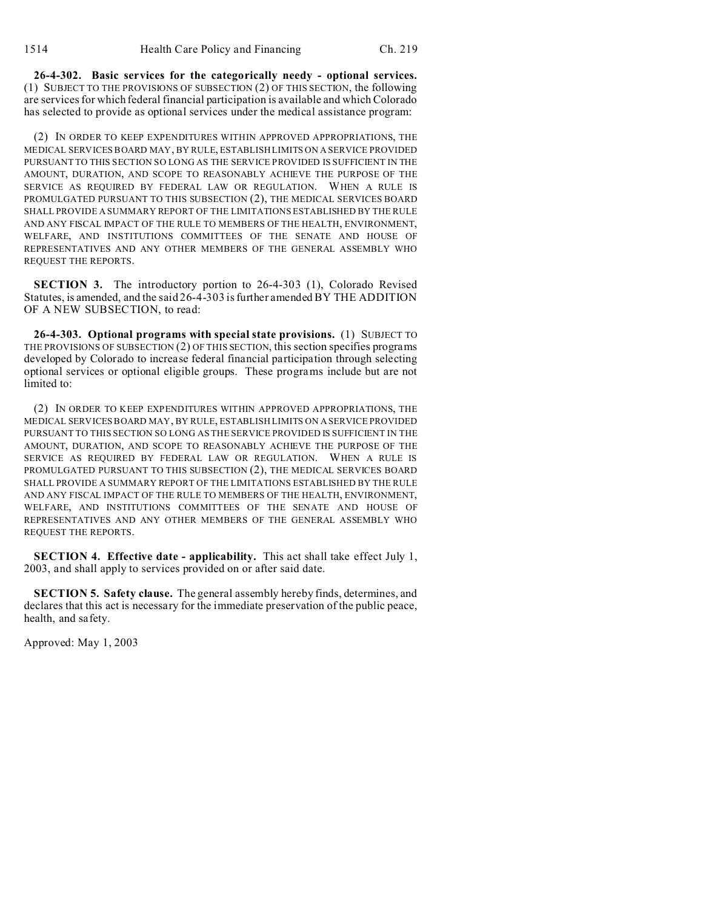**26-4-302. Basic services for the categorically needy - optional services.** (1) SUBJECT TO THE PROVISIONS OF SUBSECTION (2) OF THIS SECTION, the following are services for which federal financial participation is available and which Colorado has selected to provide as optional services under the medical assistance program:

(2) IN ORDER TO KEEP EXPENDITURES WITHIN APPROVED APPROPRIATIONS, THE MEDICAL SERVICES BOARD MAY, BY RULE, ESTABLISH LIMITS ON A SERVICE PROVIDED PURSUANT TO THIS SECTION SO LONG AS THE SERVICE PROVIDED IS SUFFICIENT IN THE AMOUNT, DURATION, AND SCOPE TO REASONABLY ACHIEVE THE PURPOSE OF THE SERVICE AS REQUIRED BY FEDERAL LAW OR REGULATION. WHEN A RULE IS PROMULGATED PURSUANT TO THIS SUBSECTION (2), THE MEDICAL SERVICES BOARD SHALL PROVIDE A SUMMARY REPORT OF THE LIMITATIONS ESTABLISHED BY THE RULE AND ANY FISCAL IMPACT OF THE RULE TO MEMBERS OF THE HEALTH, ENVIRONMENT, WELFARE, AND INSTITUTIONS COMMITTEES OF THE SENATE AND HOUSE OF REPRESENTATIVES AND ANY OTHER MEMBERS OF THE GENERAL ASSEMBLY WHO REQUEST THE REPORTS.

**SECTION 3.** The introductory portion to 26-4-303 (1), Colorado Revised Statutes, is amended, and the said 26-4-303 is further amended BY THE ADDITION OF A NEW SUBSECTION, to read:

**26-4-303. Optional programs with special state provisions.** (1) SUBJECT TO THE PROVISIONS OF SUBSECTION (2) OF THIS SECTION, this section specifies programs developed by Colorado to increase federal financial participation through selecting optional services or optional eligible groups. These programs include but are not limited to:

(2) IN ORDER TO KEEP EXPENDITURES WITHIN APPROVED APPROPRIATIONS, THE MEDICAL SERVICES BOARD MAY, BY RULE, ESTABLISH LIMITS ON A SERVICE PROVIDED PURSUANT TO THIS SECTION SO LONG AS THE SERVICE PROVIDED IS SUFFICIENT IN THE AMOUNT, DURATION, AND SCOPE TO REASONABLY ACHIEVE THE PURPOSE OF THE SERVICE AS REQUIRED BY FEDERAL LAW OR REGULATION. WHEN A RULE IS PROMULGATED PURSUANT TO THIS SUBSECTION (2), THE MEDICAL SERVICES BOARD SHALL PROVIDE A SUMMARY REPORT OF THE LIMITATIONS ESTABLISHED BY THE RULE AND ANY FISCAL IMPACT OF THE RULE TO MEMBERS OF THE HEALTH, ENVIRONMENT, WELFARE, AND INSTITUTIONS COMMITTEES OF THE SENATE AND HOUSE OF REPRESENTATIVES AND ANY OTHER MEMBERS OF THE GENERAL ASSEMBLY WHO REQUEST THE REPORTS.

**SECTION 4. Effective date - applicability.** This act shall take effect July 1, 2003, and shall apply to services provided on or after said date.

**SECTION 5. Safety clause.** The general assembly hereby finds, determines, and declares that this act is necessary for the immediate preservation of the public peace, health, and safety.

Approved: May 1, 2003